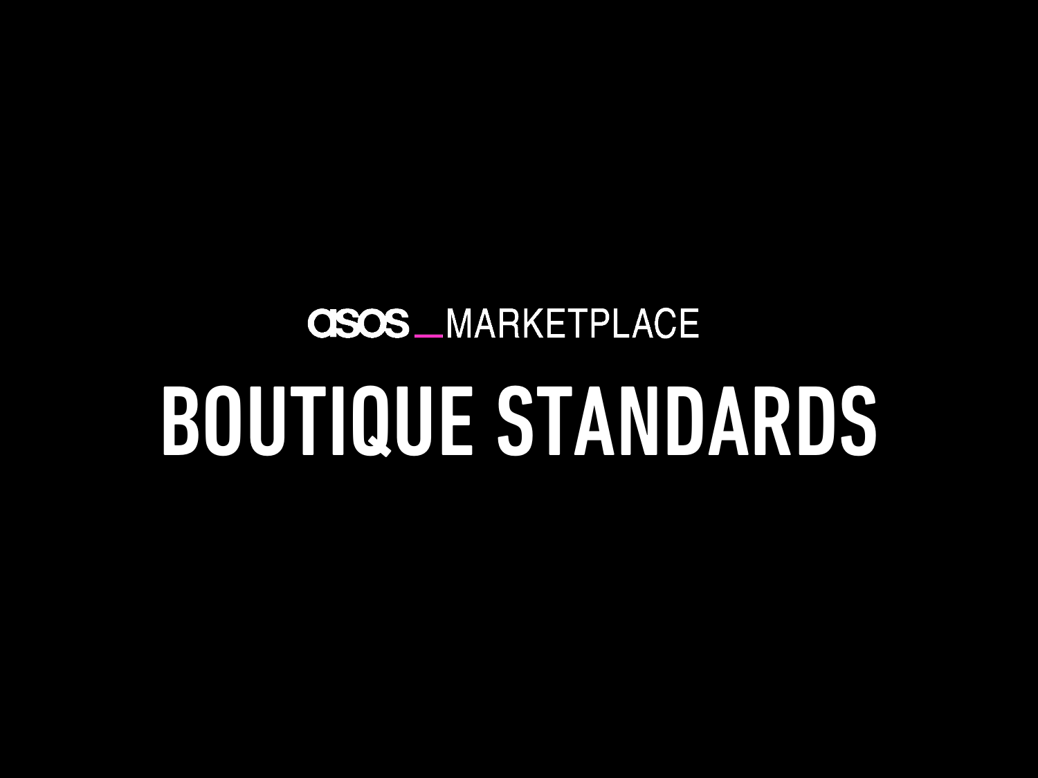asos _MARKETPLACE

# BOUTIQUE STANDARDS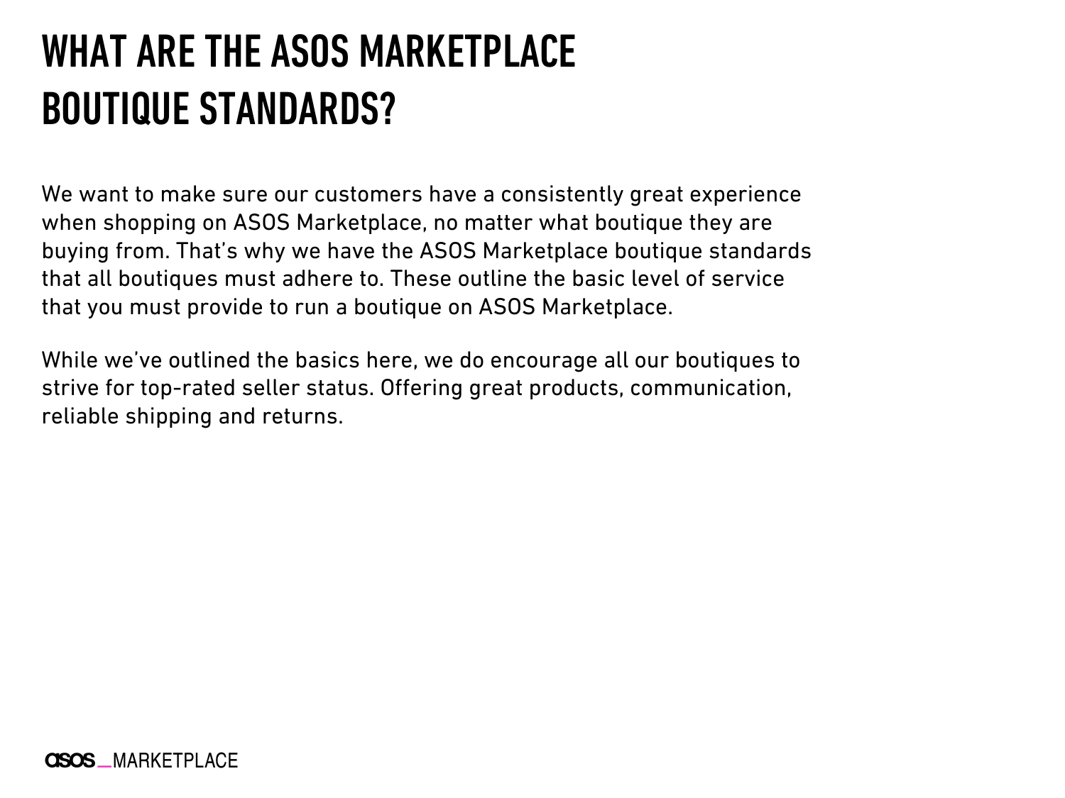# WHAT ARE THE ASOS MARKETPLACE BOUTIQUE STANDARDS?

We want to make sure our customers have a consistently great experience when shopping on ASOS Marketplace, no matter what boutique they are buying from. That's why we have the ASOS Marketplace boutique standards that all boutiques must adhere to. These outline the basic level of service that you must provide to run a boutique on ASOS Marketplace.

While we've outlined the basics here, we do encourage all our boutiques to strive for top-rated seller status. Offering great products, communication, reliable shipping and returns.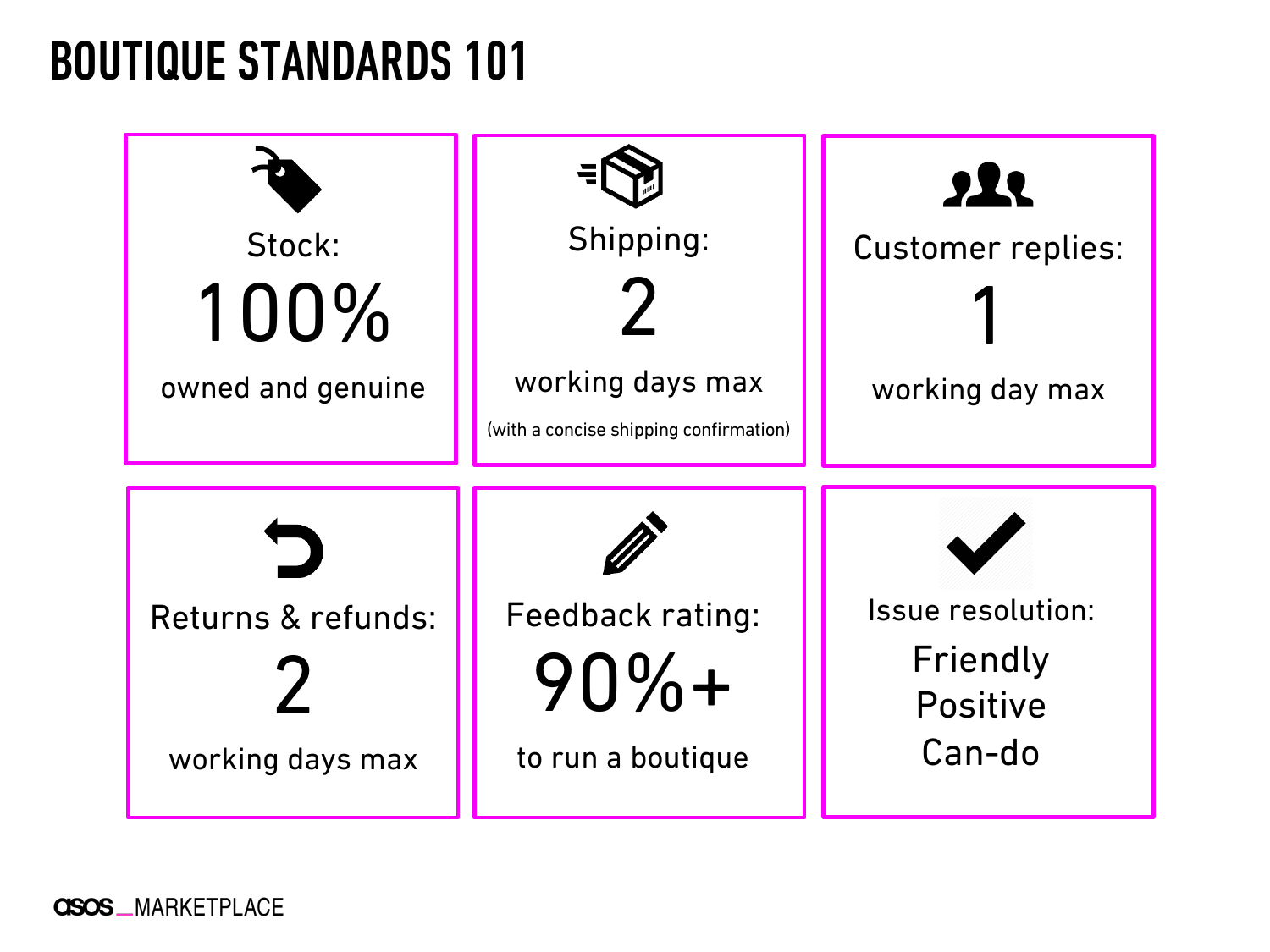# BOUTIQUE STANDARDS 101

**Stock:**
100%
owned and genuine

**Shipping:**
2
working days max
(with a concise shipping confirmation)

**Customer replies:**
1
working day max

**Returns & refunds:**
2
working days max

**Feedback rating:**
90%+
to run a boutique

**Issue resolution:**
Friendly
Positive
Can-do

asos_MARKETPLACE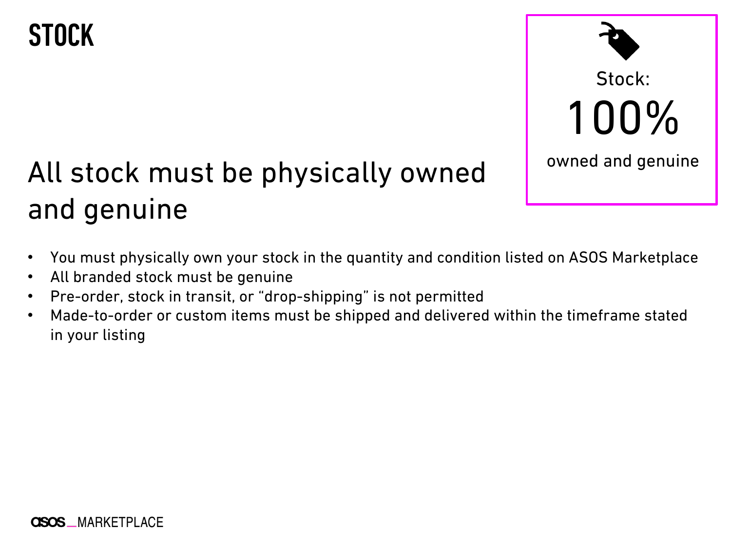# STOCK

Stock:

100%

owned and genuine

## All stock must be physically owned and genuine

- You must physically own your stock in the quantity and condition listed on ASOS Marketplace
- All branded stock must be genuine
- Pre-order, stock in transit, or "drop-shipping" is not permitted
- Made-to-order or custom items must be shipped and delivered within the timeframe stated in your listing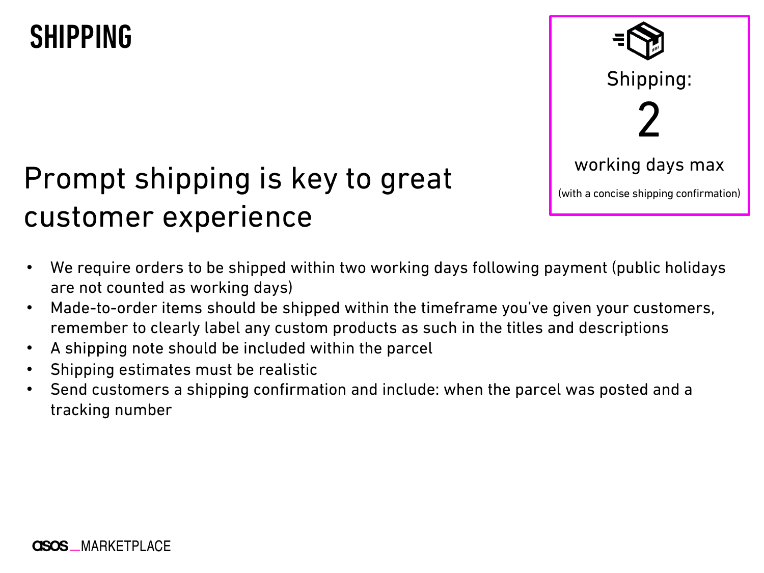# SHIPPING

Shipping:

2

working days max

(with a concise shipping confirmation)

## Prompt shipping is key to great customer experience

- We require orders to be shipped within two working days following payment (public holidays are not counted as working days)
- Made-to-order items should be shipped within the timeframe you've given your customers, remember to clearly label any custom products as such in the titles and descriptions
- A shipping note should be included within the parcel
- Shipping estimates must be realistic
- Send customers a shipping confirmation and include: when the parcel was posted and a tracking number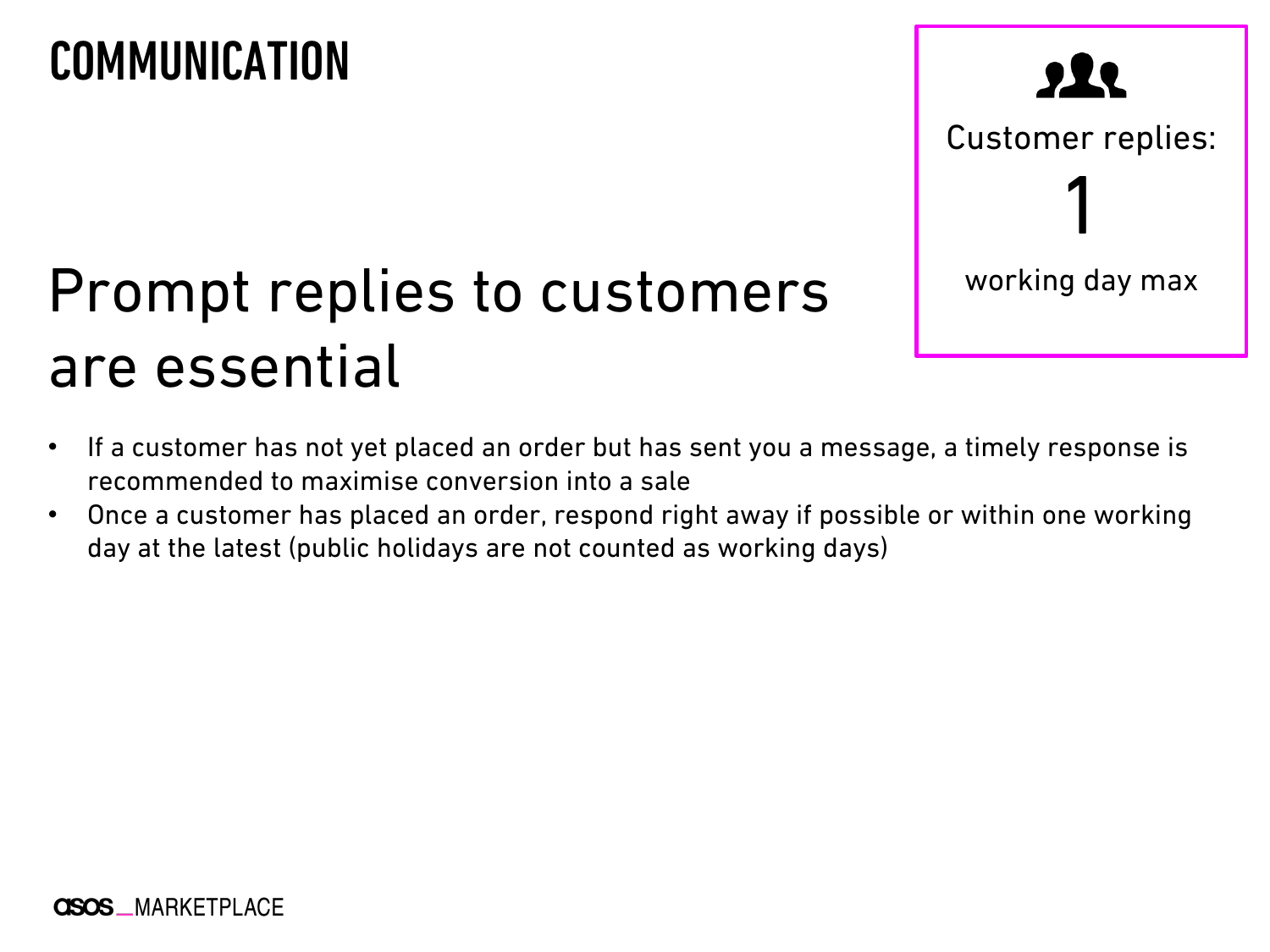# COMMUNICATION

Customer replies:

1

working day max

## Prompt replies to customers are essential

- If a customer has not yet placed an order but has sent you a message, a timely response is recommended to maximise conversion into a sale
- Once a customer has placed an order, respond right away if possible or within one working day at the latest (public holidays are not counted as working days)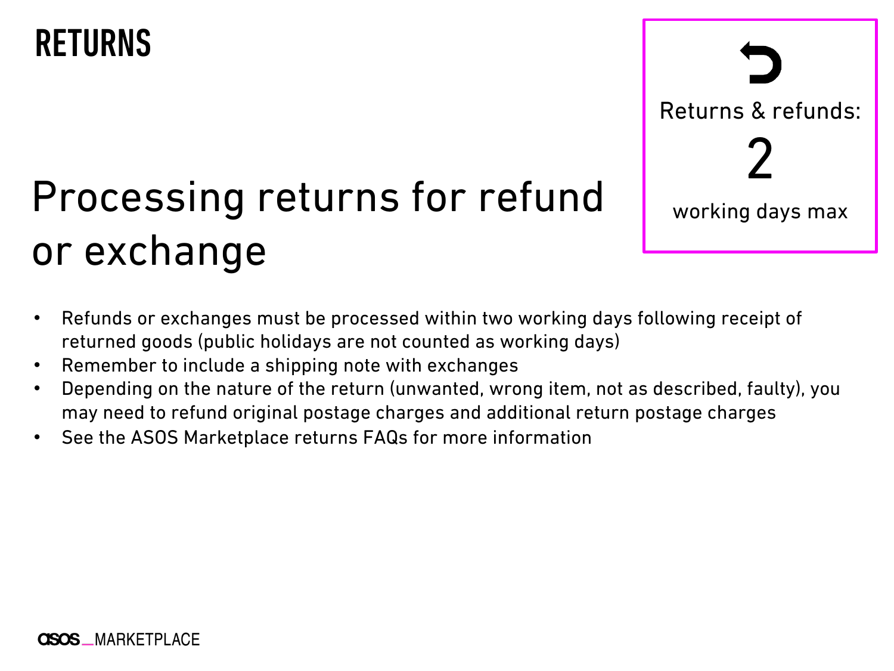# RETURNS

## Processing returns for refund or exchange

Returns & refunds:

2

working days max

- Refunds or exchanges must be processed within two working days following receipt of returned goods (public holidays are not counted as working days)
- Remember to include a shipping note with exchanges
- Depending on the nature of the return (unwanted, wrong item, not as described, faulty), you may need to refund original postage charges and additional return postage charges
- See the ASOS Marketplace returns FAQs for more information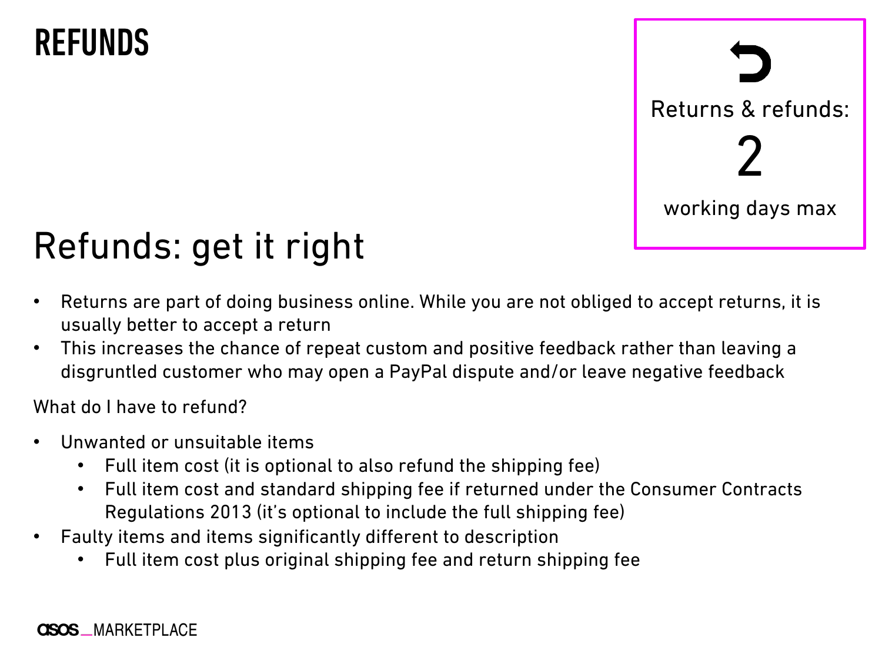# REFUNDS

Returns & refunds:

2

working days max

## Refunds: get it right

- Returns are part of doing business online. While you are not obliged to accept returns, it is usually better to accept a return
- This increases the chance of repeat custom and positive feedback rather than leaving a disgruntled customer who may open a PayPal dispute and/or leave negative feedback

What do I have to refund?

- Unwanted or unsuitable items
  - Full item cost (it is optional to also refund the shipping fee)
  - Full item cost and standard shipping fee if returned under the Consumer Contracts Regulations 2013 (it's optional to include the full shipping fee)
- Faulty items and items significantly different to description
  - Full item cost plus original shipping fee and return shipping fee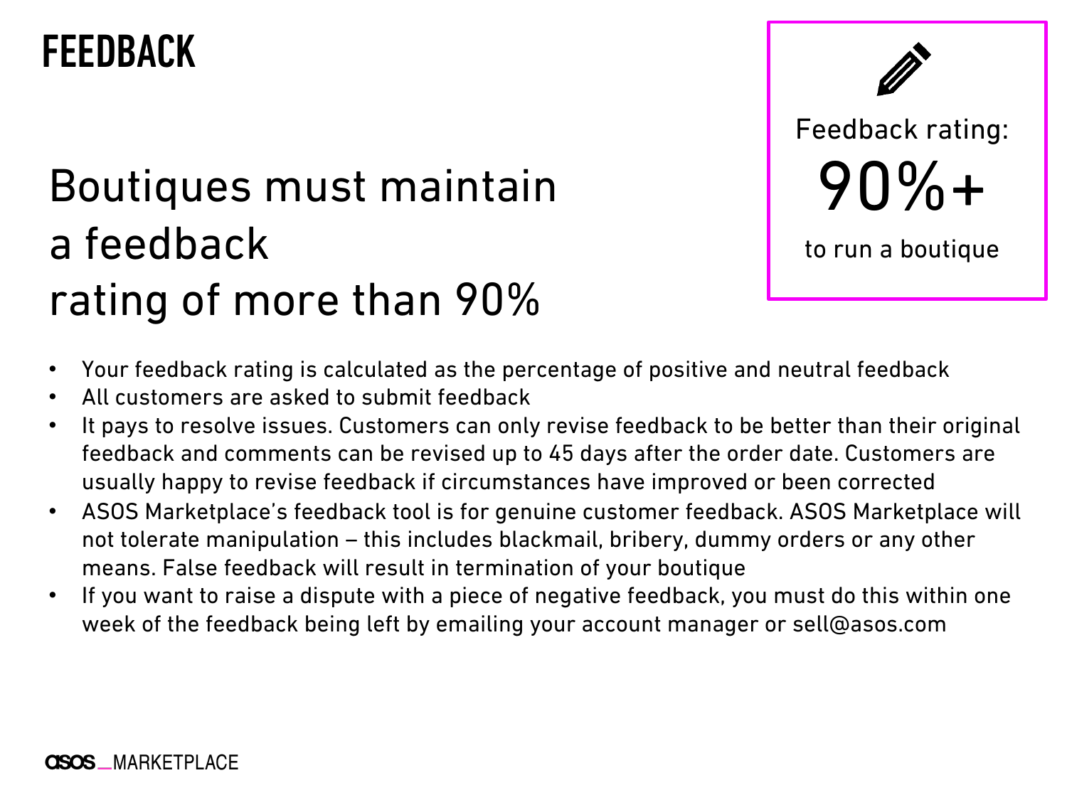# FEEDBACK

## Boutiques must maintain a feedback rating of more than 90%

Feedback rating:

**90%+**

to run a boutique

- Your feedback rating is calculated as the percentage of positive and neutral feedback
- All customers are asked to submit feedback
- It pays to resolve issues. Customers can only revise feedback to be better than their original feedback and comments can be revised up to 45 days after the order date. Customers are usually happy to revise feedback if circumstances have improved or been corrected
- ASOS Marketplace's feedback tool is for genuine customer feedback. ASOS Marketplace will not tolerate manipulation – this includes blackmail, bribery, dummy orders or any other means. False feedback will result in termination of your boutique
- If you want to raise a dispute with a piece of negative feedback, you must do this within one week of the feedback being left by emailing your account manager or sell@asos.com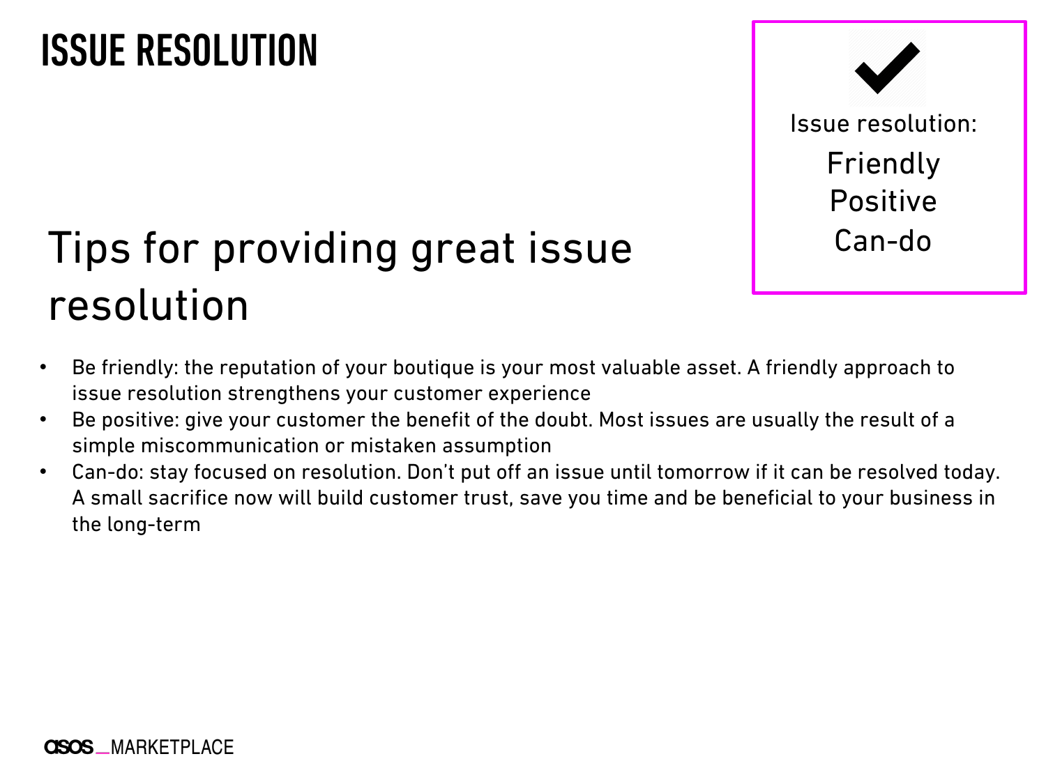# ISSUE RESOLUTION

Issue resolution:

Friendly
Positive
Can-do

## Tips for providing great issue resolution

- Be friendly: the reputation of your boutique is your most valuable asset. A friendly approach to issue resolution strengthens your customer experience
- Be positive: give your customer the benefit of the doubt. Most issues are usually the result of a simple miscommunication or mistaken assumption
- Can-do: stay focused on resolution. Don't put off an issue until tomorrow if it can be resolved today. A small sacrifice now will build customer trust, save you time and be beneficial to your business in the long-term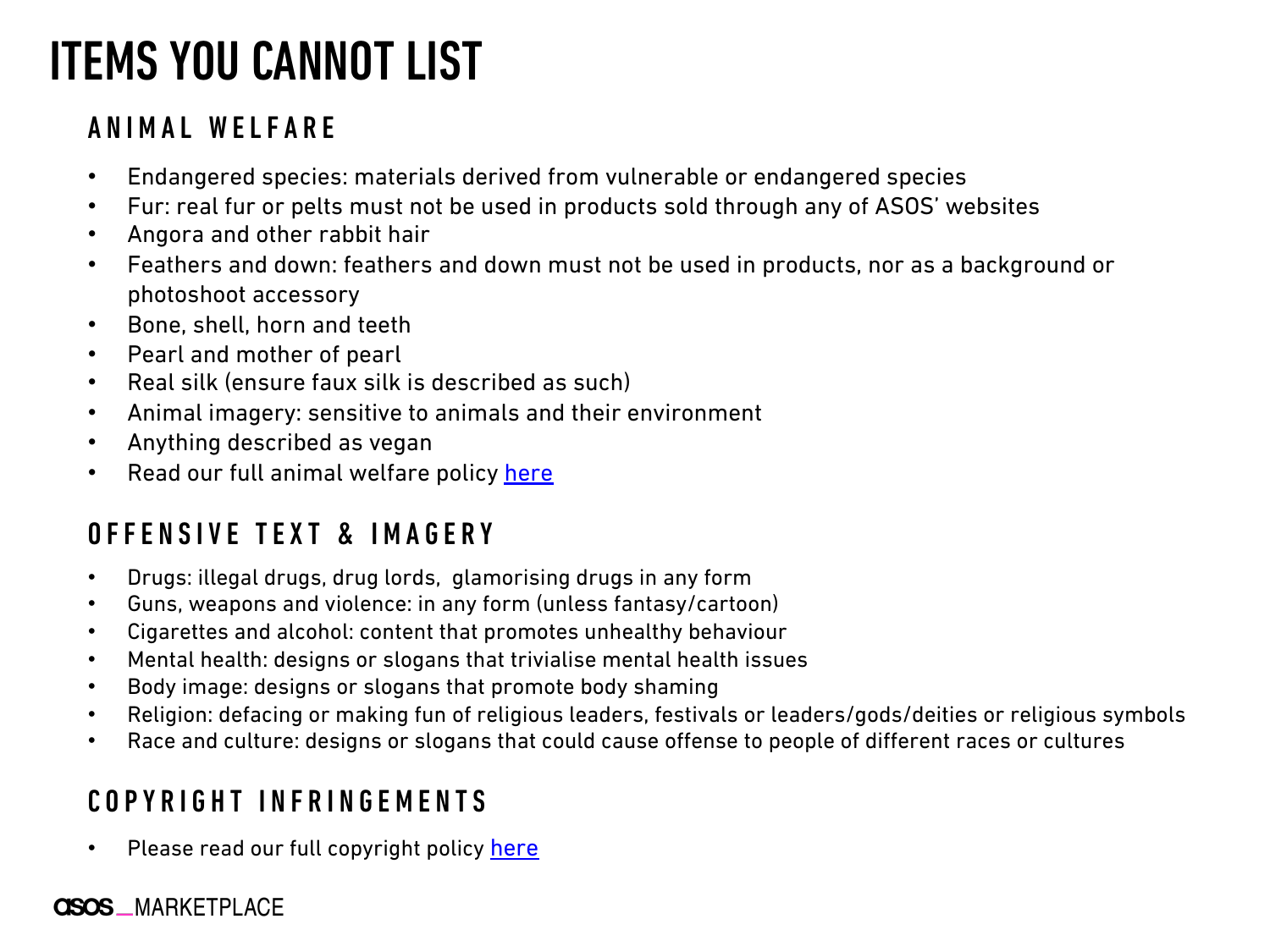# ITEMS YOU CANNOT LIST

## ANIMAL WELFARE

- Endangered species: materials derived from vulnerable or endangered species
- Fur: real fur or pelts must not be used in products sold through any of ASOS' websites
- Angora and other rabbit hair
- Feathers and down: feathers and down must not be used in products, nor as a background or photoshoot accessory
- Bone, shell, horn and teeth
- Pearl and mother of pearl
- Real silk (ensure faux silk is described as such)
- Animal imagery: sensitive to animals and their environment
- Anything described as vegan
- Read our full animal welfare policy here

## OFFENSIVE TEXT & IMAGERY

- Drugs: illegal drugs, drug lords, glamorising drugs in any form
- Guns, weapons and violence: in any form (unless fantasy/cartoon)
- Cigarettes and alcohol: content that promotes unhealthy behaviour
- Mental health: designs or slogans that trivialise mental health issues
- Body image: designs or slogans that promote body shaming
- Religion: defacing or making fun of religious leaders, festivals or leaders/gods/deities or religious symbols
- Race and culture: designs or slogans that could cause offense to people of different races or cultures

## COPYRIGHT INFRINGEMENTS

- Please read our full copyright policy here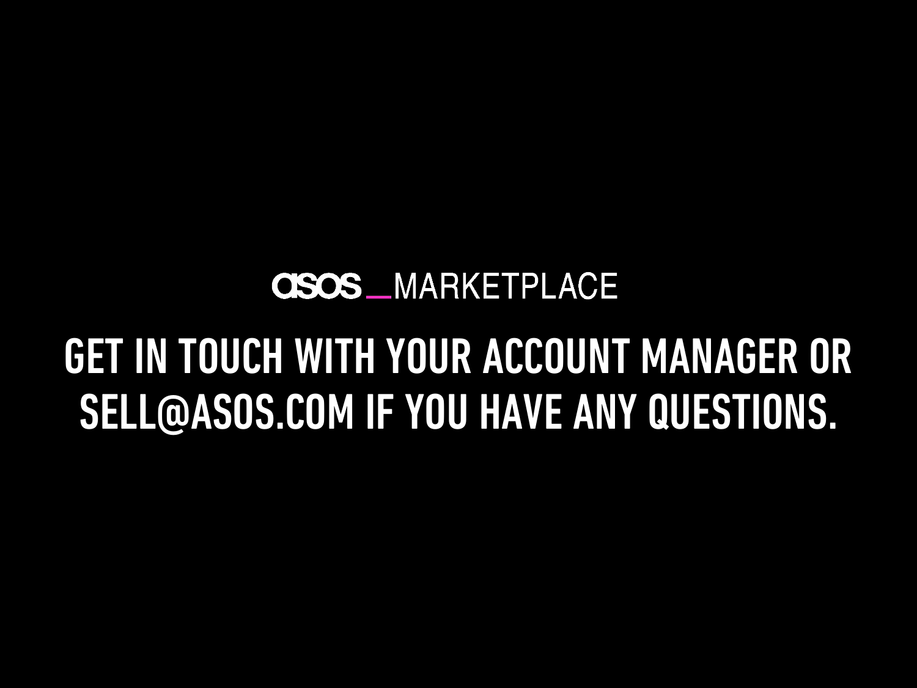asos _MARKETPLACE

# GET IN TOUCH WITH YOUR ACCOUNT MANAGER OR SELL@ASOS.COM IF YOU HAVE ANY QUESTIONS.